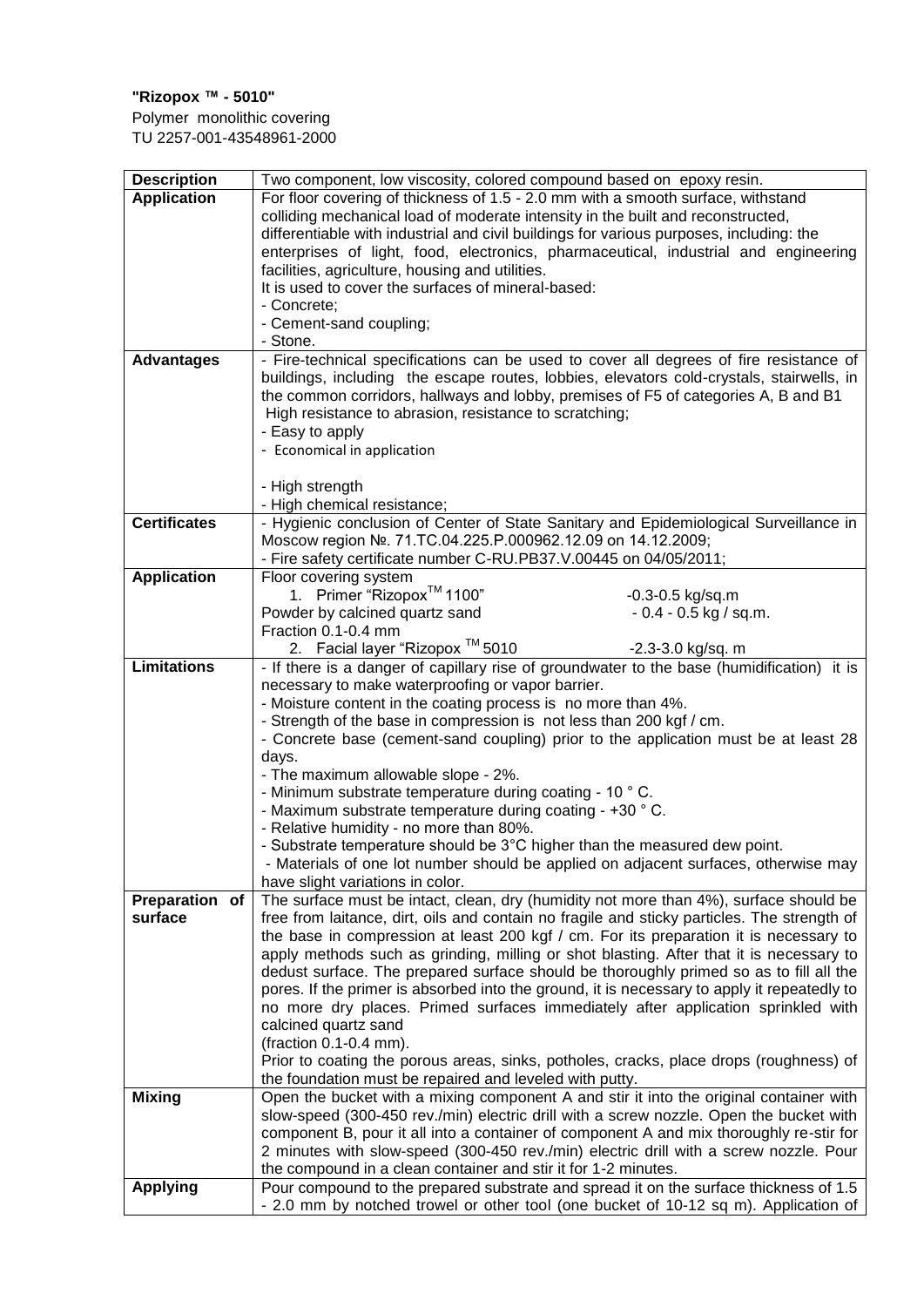**"Rizopox ™ - 5010"**
Polymer monolithic covering
TU 2257-001-43548961-2000

| **Description** | Two component, low viscosity, colored compound based on epoxy resin. |
|---|---|
| **Application** | For floor covering of thickness of 1.5 - 2.0 mm with a smooth surface, withstand colliding mechanical load of moderate intensity in the built and reconstructed, differentiable with industrial and civil buildings for various purposes, including: the enterprises of light, food, electronics, pharmaceutical, industrial and engineering facilities, agriculture, housing and utilities.<br>It is used to cover the surfaces of mineral-based:<br>- Concrete;<br>- Cement-sand coupling;<br>- Stone. |
| **Advantages** | - Fire-technical specifications can be used to cover all degrees of fire resistance of buildings, including the escape routes, lobbies, elevators cold-crystals, stairwells, in the common corridors, hallways and lobby, premises of F5 of categories A, B and B1<br>High resistance to abrasion, resistance to scratching;<br>- Easy to apply<br>- Economical in application<br><br>- High strength<br>- High chemical resistance; |
| **Certificates** | - Hygienic conclusion of Center of State Sanitary and Epidemiological Surveillance in Moscow region №. 71.TC.04.225.P.000962.12.09 on 14.12.2009;<br>- Fire safety certificate number C-RU.PB37.V.00445 on 04/05/2011; |
| **Application** | Floor covering system<br>1. Primer "Rizopox™ 1100" -0.3-0.5 kg/sq.m<br>Powder by calcined quartz sand - 0.4 - 0.5 kg / sq.m.<br>Fraction 0.1-0.4 mm<br>2. Facial layer "Rizopox ™ 5010 -2.3-3.0 kg/sq. m |
| **Limitations** | - If there is a danger of capillary rise of groundwater to the base (humidification) it is necessary to make waterproofing or vapor barrier.<br>- Moisture content in the coating process is no more than 4%.<br>- Strength of the base in compression is not less than 200 kgf / cm.<br>- Concrete base (cement-sand coupling) prior to the application must be at least 28 days.<br>- The maximum allowable slope - 2%.<br>- Minimum substrate temperature during coating - 10 ° C.<br>- Maximum substrate temperature during coating - +30 ° C.<br>- Relative humidity - no more than 80%.<br>- Substrate temperature should be 3°C higher than the measured dew point.<br>- Materials of one lot number should be applied on adjacent surfaces, otherwise may have slight variations in color. |
| **Preparation of surface** | The surface must be intact, clean, dry (humidity not more than 4%), surface should be free from laitance, dirt, oils and contain no fragile and sticky particles. The strength of the base in compression at least 200 kgf / cm. For its preparation it is necessary to apply methods such as grinding, milling or shot blasting. After that it is necessary to dedust surface. The prepared surface should be thoroughly primed so as to fill all the pores. If the primer is absorbed into the ground, it is necessary to apply it repeatedly to no more dry places. Primed surfaces immediately after application sprinkled with calcined quartz sand<br>(fraction 0.1-0.4 mm).<br>Prior to coating the porous areas, sinks, potholes, cracks, place drops (roughness) of the foundation must be repaired and leveled with putty. |
| **Mixing** | Open the bucket with a mixing component A and stir it into the original container with slow-speed (300-450 rev./min) electric drill with a screw nozzle. Open the bucket with component B, pour it all into a container of component A and mix thoroughly re-stir for 2 minutes with slow-speed (300-450 rev./min) electric drill with a screw nozzle. Pour the compound in a clean container and stir it for 1-2 minutes. |
| **Applying** | Pour compound to the prepared substrate and spread it on the surface thickness of 1.5 - 2.0 mm by notched trowel or other tool (one bucket of 10-12 sq m). Application of |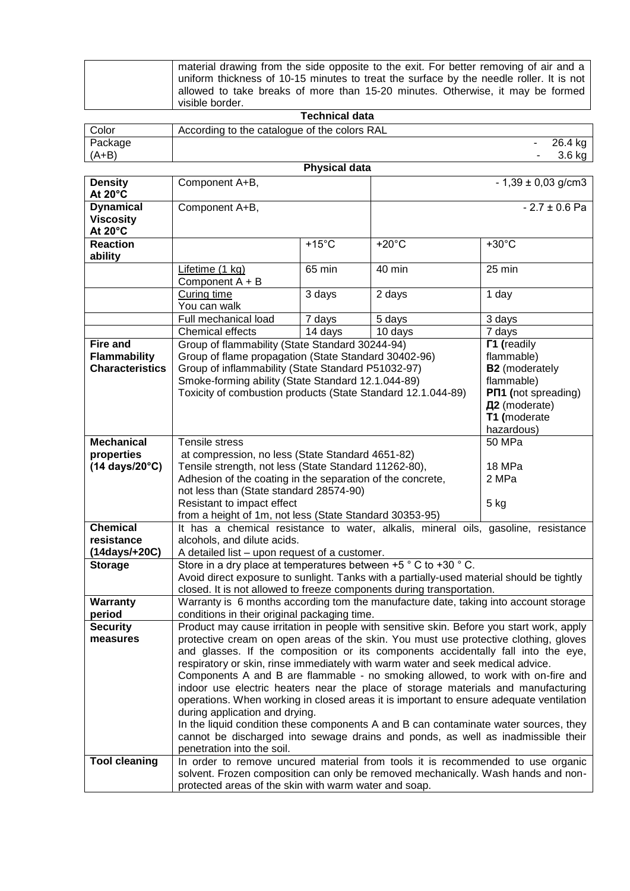| | material drawing from the side opposite to the exit. For better removing of air and a uniform thickness of 10-15 minutes to treat the surface by the needle roller. It is not allowed to take breaks of more than 15-20 minutes. Otherwise, it may be formed visible border. |
|---|---|

**Technical data**

| Color | According to the catalogue of the colors RAL |
|---|---|
| Package (A+B) | - 26.4 kg<br>- 3.6 kg |

**Physical data**

| | | | | |
|---|---|---|---|---|
| **Density At 20°C** | Component A+B, | | - 1,39 ± 0,03 g/cm3 | |
| **Dynamical Viscosity At 20°C** | Component A+B, | | - 2.7 ± 0.6 Pa | |
| **Reaction ability** | | +15°C | +20°C | +30°C |
| | Lifetime (1 kg) Component A + B | 65 min | 40 min | 25 min |
| | Curing time You can walk | 3 days | 2 days | 1 day |
| | Full mechanical load | 7 days | 5 days | 3 days |
| | Chemical effects | 14 days | 10 days | 7 days |
| **Fire and Flammability Characteristics** | Group of flammability (State Standard 30244-94)<br>Group of flame propagation (State Standard 30402-96)<br>Group of inflammability (State Standard P51032-97)<br>Smoke-forming ability (State Standard 12.1.044-89)<br>Toxicity of combustion products (State Standard 12.1.044-89) | | | **Г1 (**readily flammable)<br>**В2** (moderately flammable)<br>**РП1 (**not spreading)<br>**Д2** (moderate)<br>**Т1 (**moderate hazardous) |
| **Mechanical properties (14 days/20°C)** | Tensile stress at compression, no less (State Standard 4651-82)<br>Tensile strength, not less (State Standard 11262-80),<br>Adhesion of the coating in the separation of the concrete, not less than (State standard 28574-90)<br>Resistant to impact effect from a height of 1m, not less (State Standard 30353-95) | | | 50 MPa<br>18 MPa<br>2 MPa<br>5 kg |
| **Chemical resistance (14days/+20C)** | It has a chemical resistance to water, alkalis, mineral oils, gasoline, resistance alcohols, and dilute acids.<br>A detailed list – upon request of a customer. | | | |
| **Storage** | Store in a dry place at temperatures between +5 ° C to +30 ° C.<br>Avoid direct exposure to sunlight. Tanks with a partially-used material should be tightly closed. It is not allowed to freeze components during transportation. | | | |
| **Warranty period** | Warranty is 6 months according tom the manufacture date, taking into account storage conditions in their original packaging time. | | | |
| **Security measures** | Product may cause irritation in people with sensitive skin. Before you start work, apply protective cream on open areas of the skin. You must use protective clothing, gloves and glasses. If the composition or its components accidentally fall into the eye, respiratory or skin, rinse immediately with warm water and seek medical advice.<br>Components A and B are flammable - no smoking allowed, to work with on-fire and indoor use electric heaters near the place of storage materials and manufacturing operations. When working in closed areas it is important to ensure adequate ventilation during application and drying.<br>In the liquid condition these components A and B can contaminate water sources, they cannot be discharged into sewage drains and ponds, as well as inadmissible their penetration into the soil. | | | |
| **Tool cleaning** | In order to remove uncured material from tools it is recommended to use organic solvent. Frozen composition can only be removed mechanically. Wash hands and non-protected areas of the skin with warm water and soap. | | | |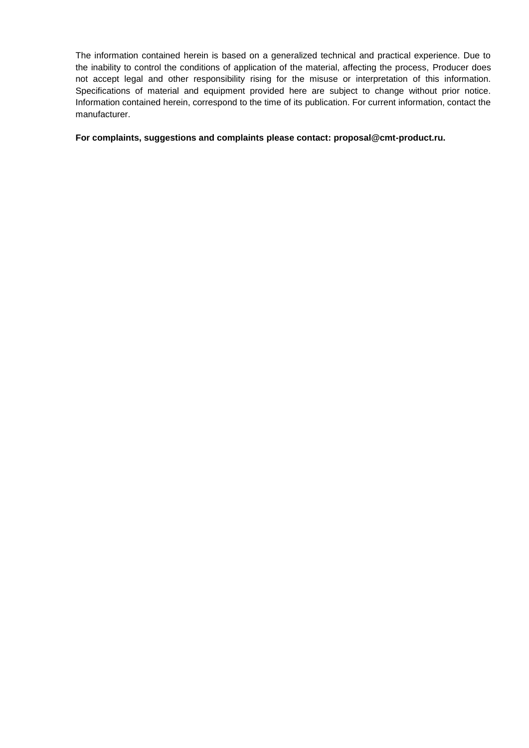The information contained herein is based on a generalized technical and practical experience. Due to the inability to control the conditions of application of the material, affecting the process, Producer does not accept legal and other responsibility rising for the misuse or interpretation of this information. Specifications of material and equipment provided here are subject to change without prior notice. Information contained herein, correspond to the time of its publication. For current information, contact the manufacturer.

**For complaints, suggestions and complaints please contact: proposal@cmt-product.ru.**